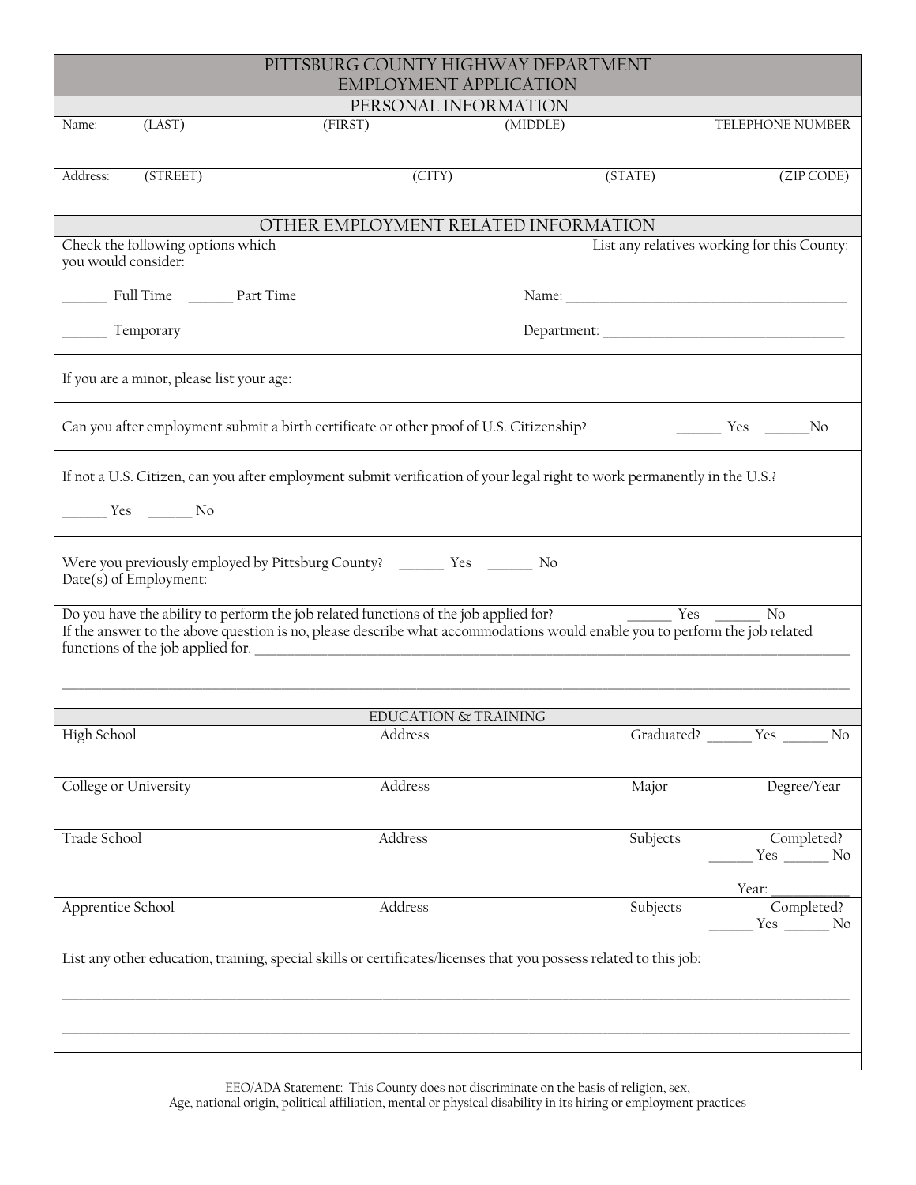# PITTSBURG COUNTY HIGHWAY DEPARTMENT
# EMPLOYMENT APPLICATION

## PERSONAL INFORMATION

| Name: (LAST) | (FIRST) | (MIDDLE) | TELEPHONE NUMBER |
|---|---|---|---|
| | | | |

| Address: (STREET) | (CITY) | (STATE) | (ZIP CODE) |
|---|---|---|---|
| | | | |

## OTHER EMPLOYMENT RELATED INFORMATION

Check the following options which you would consider:

______ Full Time ______ Part Time

______ Temporary

List any relatives working for this County:

Name: ________________________________________

Department: ___________________________________

If you are a minor, please list your age:

Can you after employment submit a birth certificate or other proof of U.S. Citizenship? ______ Yes ______No

If not a U.S. Citizen, can you after employment submit verification of your legal right to work permanently in the U.S.?

______ Yes ______ No

Were you previously employed by Pittsburg County? ______ Yes ______ No
Date(s) of Employment:

Do you have the ability to perform the job related functions of the job applied for? ______ Yes ______ No
If the answer to the above question is no, please describe what accommodations would enable you to perform the job related functions of the job applied for. ______________________________________________________________

______________________________________________________________________________________________

## EDUCATION & TRAINING

| High School | Address | Graduated? ______ Yes ______ No | |
|---|---|---|---|
| College or University | Address | Major | Degree/Year |
| Trade School | Address | Subjects | Completed? ______ Yes ______ No<br>Year: ___________ |
| Apprentice School | Address | Subjects | Completed? ______ Yes ______ No |

List any other education, training, special skills or certificates/licenses that you possess related to this job:

______________________________________________________________________________________________

______________________________________________________________________________________________

EEO/ADA Statement: This County does not discriminate on the basis of religion, sex, Age, national origin, political affiliation, mental or physical disability in its hiring or employment practices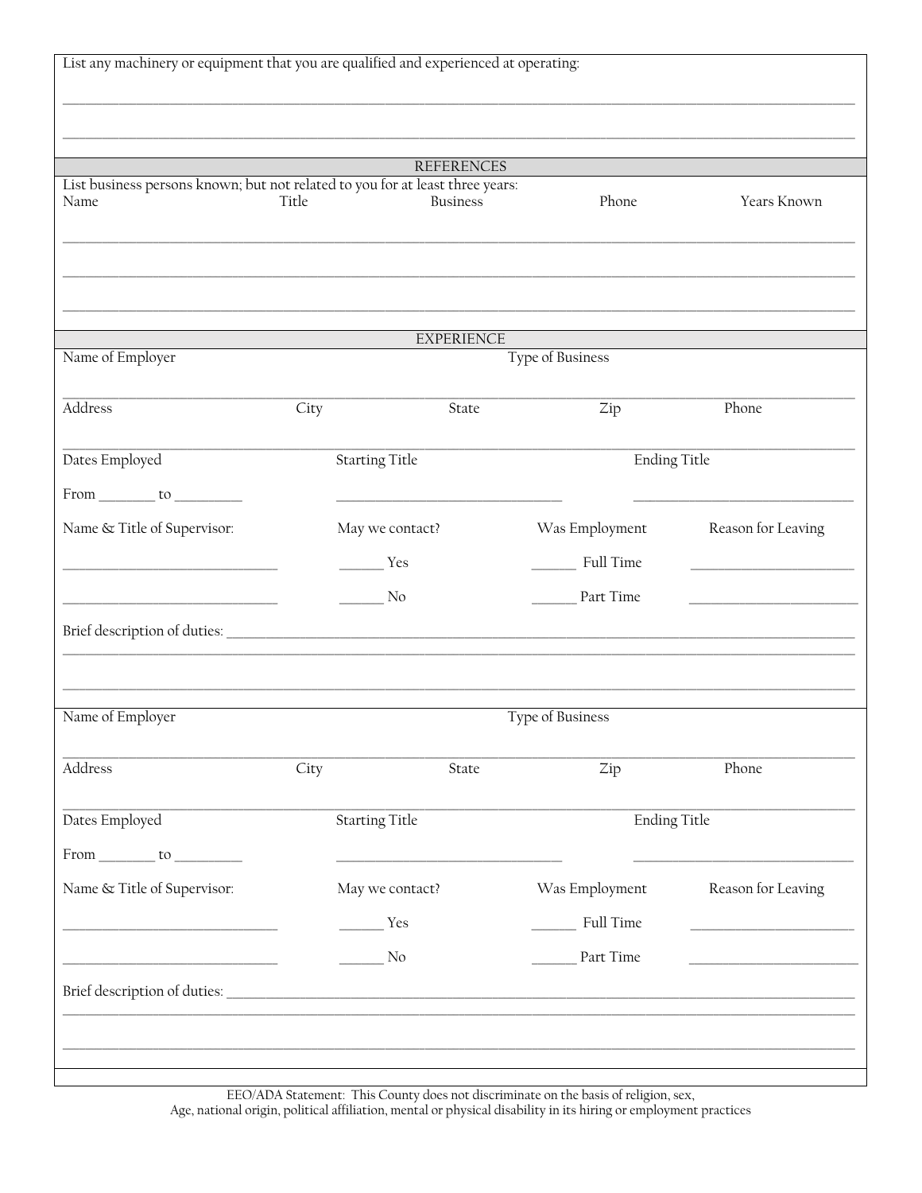List any machinery or equipment that you are qualified and experienced at operating:

______________________________________________________________________________________________

______________________________________________________________________________________________

## REFERENCES

List business persons known; but not related to you for at least three years:

| Name | Title | Business | Phone | Years Known |
|---|---|---|---|---|
| | | | | |
| | | | | |
| | | | | |

## EXPERIENCE

Name of Employer                                        Type of Business

______________________________________________________________________________________________

Address          City          State          Zip          Phone

______________________________________________________________________________________________

Dates Employed          Starting Title          Ending Title

From ________ to _________          ______________________________          ______________________________

Name & Title of Supervisor:          May we contact?          Was Employment          Reason for Leaving

______________________________          ______ Yes          ______ Full Time          ______________________

______________________________          ______ No          ______ Part Time          ______________________

Brief description of duties: ______________________________________________________________________

______________________________________________________________________________________________

______________________________________________________________________________________________

Name of Employer                                        Type of Business

______________________________________________________________________________________________

Address          City          State          Zip          Phone

______________________________________________________________________________________________

Dates Employed          Starting Title          Ending Title

From ________ to _________          ______________________________          ______________________________

Name & Title of Supervisor:          May we contact?          Was Employment          Reason for Leaving

______________________________          ______ Yes          ______ Full Time          ______________________

______________________________          ______ No          ______ Part Time          ______________________

Brief description of duties: ______________________________________________________________________

______________________________________________________________________________________________

______________________________________________________________________________________________

EEO/ADA Statement: This County does not discriminate on the basis of religion, sex, Age, national origin, political affiliation, mental or physical disability in its hiring or employment practices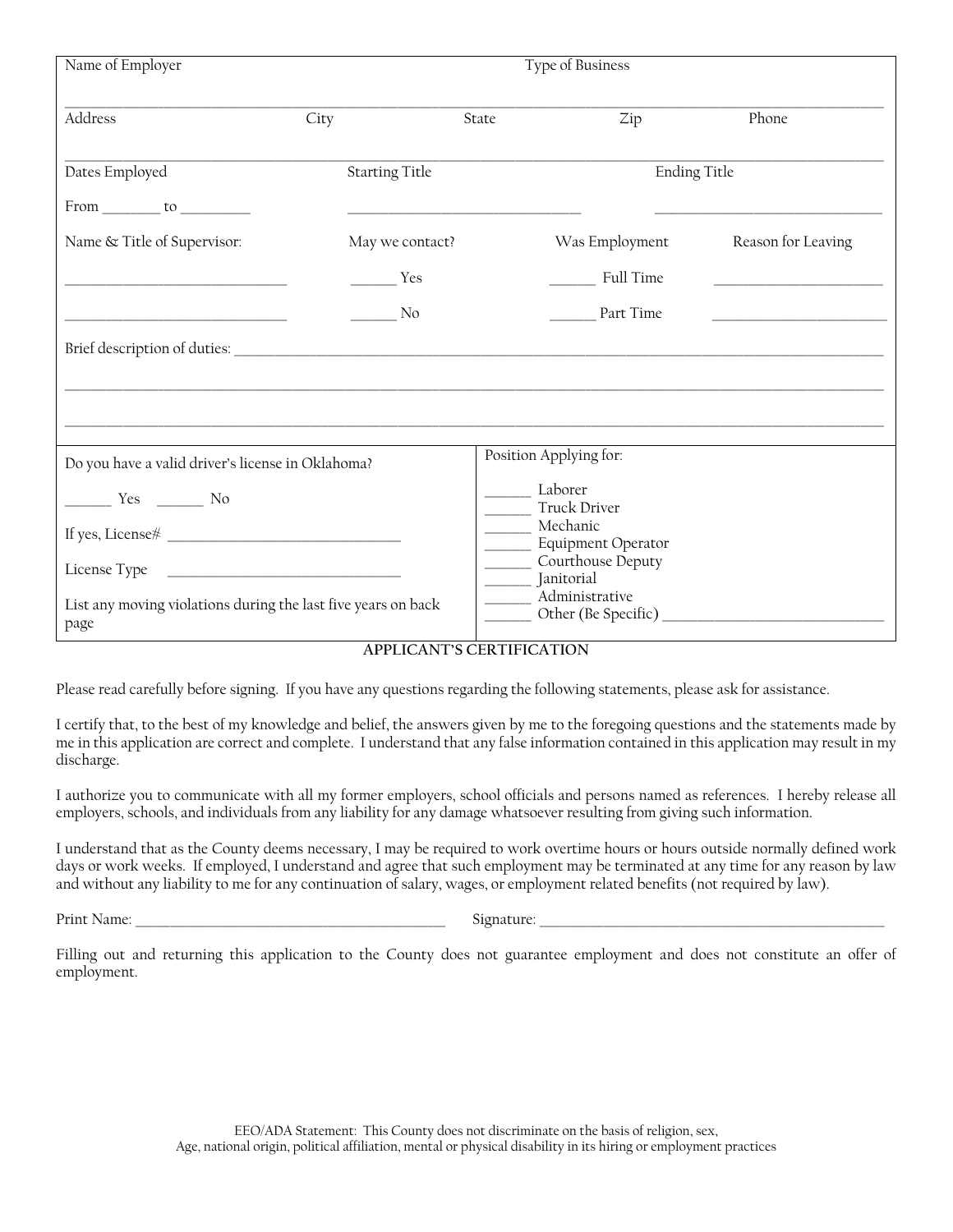Name of Employer _______________________________ Type of Business _______________________________

| Address | City | State | Zip | Phone |
|---|---|---|---|---|
| | | | | |

| Dates Employed | Starting Title | Ending Title |
|---|---|---|
| From ________ to _________ | ______________________________ | ______________________________ |

| Name & Title of Supervisor: | May we contact? | Was Employment | Reason for Leaving |
|---|---|---|---|
| ______________________________ | ______ Yes | ______ Full Time | ______________________ |
| ______________________________ | ______ No | ______ Part Time | ______________________ |

Brief description of duties: ______________________________________________________________________

__________________________________________________________________________________________

__________________________________________________________________________________________

Do you have a valid driver's license in Oklahoma?

______ Yes ______ No

If yes, License# ______________________________

License Type ______________________________

List any moving violations during the last five years on back page

Position Applying for:

- ______ Laborer
- ______ Truck Driver
- ______ Mechanic
- ______ Equipment Operator
- ______ Courthouse Deputy
- ______ Janitorial
- ______ Administrative
- ______ Other (Be Specific) ______________________________

## APPLICANT'S CERTIFICATION

Please read carefully before signing. If you have any questions regarding the following statements, please ask for assistance.

I certify that, to the best of my knowledge and belief, the answers given by me to the foregoing questions and the statements made by me in this application are correct and complete. I understand that any false information contained in this application may result in my discharge.

I authorize you to communicate with all my former employers, school officials and persons named as references. I hereby release all employers, schools, and individuals from any liability for any damage whatsoever resulting from giving such information.

I understand that as the County deems necessary, I may be required to work overtime hours or hours outside normally defined work days or work weeks. If employed, I understand and agree that such employment may be terminated at any time for any reason by law and without any liability to me for any continuation of salary, wages, or employment related benefits (not required by law).

Print Name: ____________________________________ Signature: ____________________________________

Filling out and returning this application to the County does not guarantee employment and does not constitute an offer of employment.

EEO/ADA Statement: This County does not discriminate on the basis of religion, sex, Age, national origin, political affiliation, mental or physical disability in its hiring or employment practices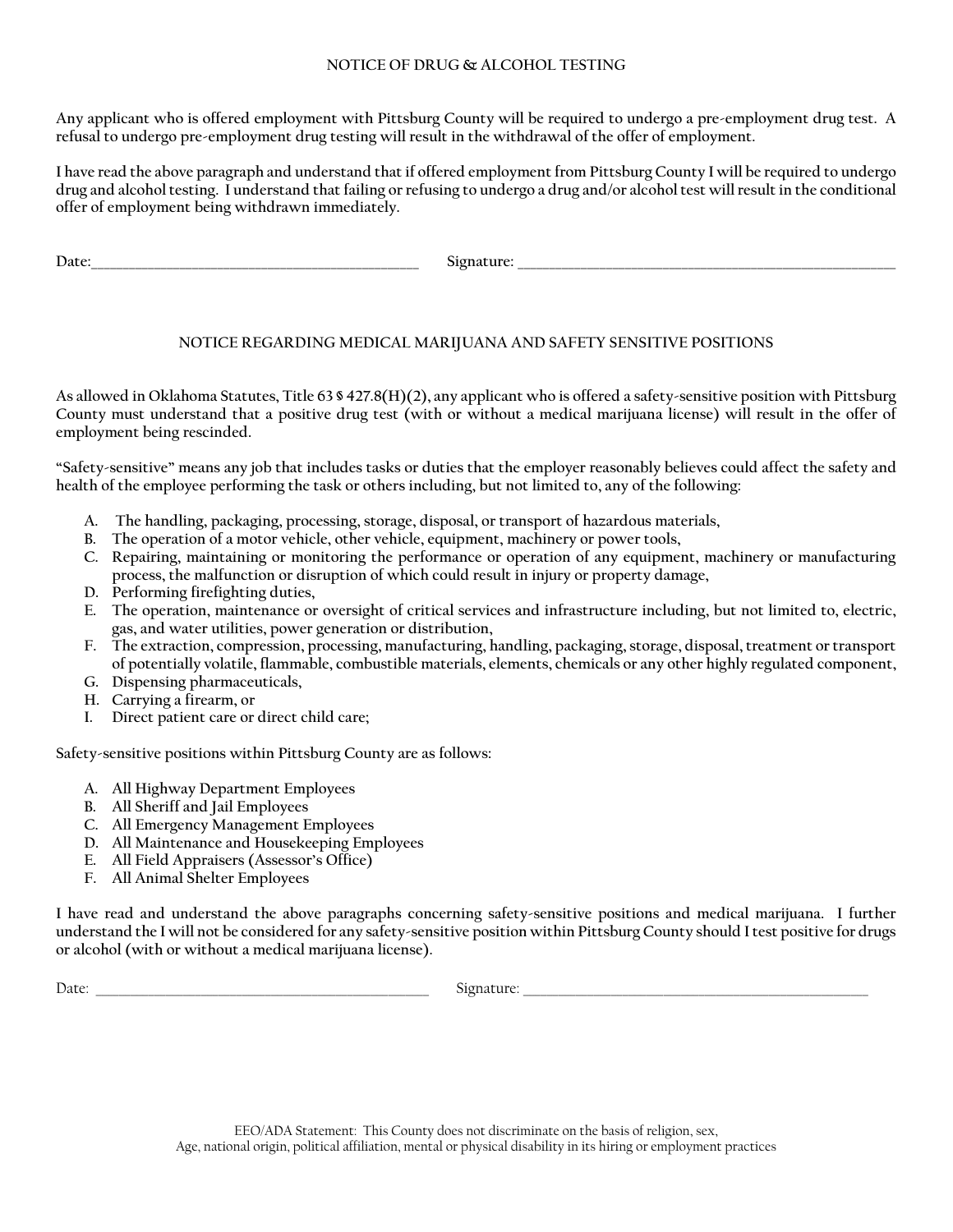## NOTICE OF DRUG & ALCOHOL TESTING

**Any applicant who is offered employment with Pittsburg County will be required to undergo a pre-employment drug test. A refusal to undergo pre-employment drug testing will result in the withdrawal of the offer of employment.**

**I have read the above paragraph and understand that if offered employment from Pittsburg County I will be required to undergo drug and alcohol testing. I understand that failing or refusing to undergo a drug and/or alcohol test will result in the conditional offer of employment being withdrawn immediately.**

**Date:**_______________________________________________ **Signature:** _______________________________________________________

## NOTICE REGARDING MEDICAL MARIJUANA AND SAFETY SENSITIVE POSITIONS

**As allowed in Oklahoma Statutes, Title 63 § 427.8(H)(2), any applicant who is offered a safety-sensitive position with Pittsburg County must understand that a positive drug test (with or without a medical marijuana license) will result in the offer of employment being rescinded.**

**"Safety-sensitive" means any job that includes tasks or duties that the employer reasonably believes could affect the safety and health of the employee performing the task or others including, but not limited to, any of the following:**

A. The handling, packaging, processing, storage, disposal, or transport of hazardous materials,
B. The operation of a motor vehicle, other vehicle, equipment, machinery or power tools,
C. Repairing, maintaining or monitoring the performance or operation of any equipment, machinery or manufacturing process, the malfunction or disruption of which could result in injury or property damage,
D. Performing firefighting duties,
E. The operation, maintenance or oversight of critical services and infrastructure including, but not limited to, electric, gas, and water utilities, power generation or distribution,
F. The extraction, compression, processing, manufacturing, handling, packaging, storage, disposal, treatment or transport of potentially volatile, flammable, combustible materials, elements, chemicals or any other highly regulated component,
G. Dispensing pharmaceuticals,
H. Carrying a firearm, or
I. Direct patient care or direct child care;

**Safety-sensitive positions within Pittsburg County are as follows:**

A. All Highway Department Employees
B. All Sheriff and Jail Employees
C. All Emergency Management Employees
D. All Maintenance and Housekeeping Employees
E. All Field Appraisers (Assessor's Office)
F. All Animal Shelter Employees

**I have read and understand the above paragraphs concerning safety-sensitive positions and medical marijuana. I further understand the I will not be considered for any safety-sensitive position within Pittsburg County should I test positive for drugs or alcohol (with or without a medical marijuana license).**

Date: _______________________________________________ Signature: ___________________________________________________

EEO/ADA Statement: This County does not discriminate on the basis of religion, sex, Age, national origin, political affiliation, mental or physical disability in its hiring or employment practices